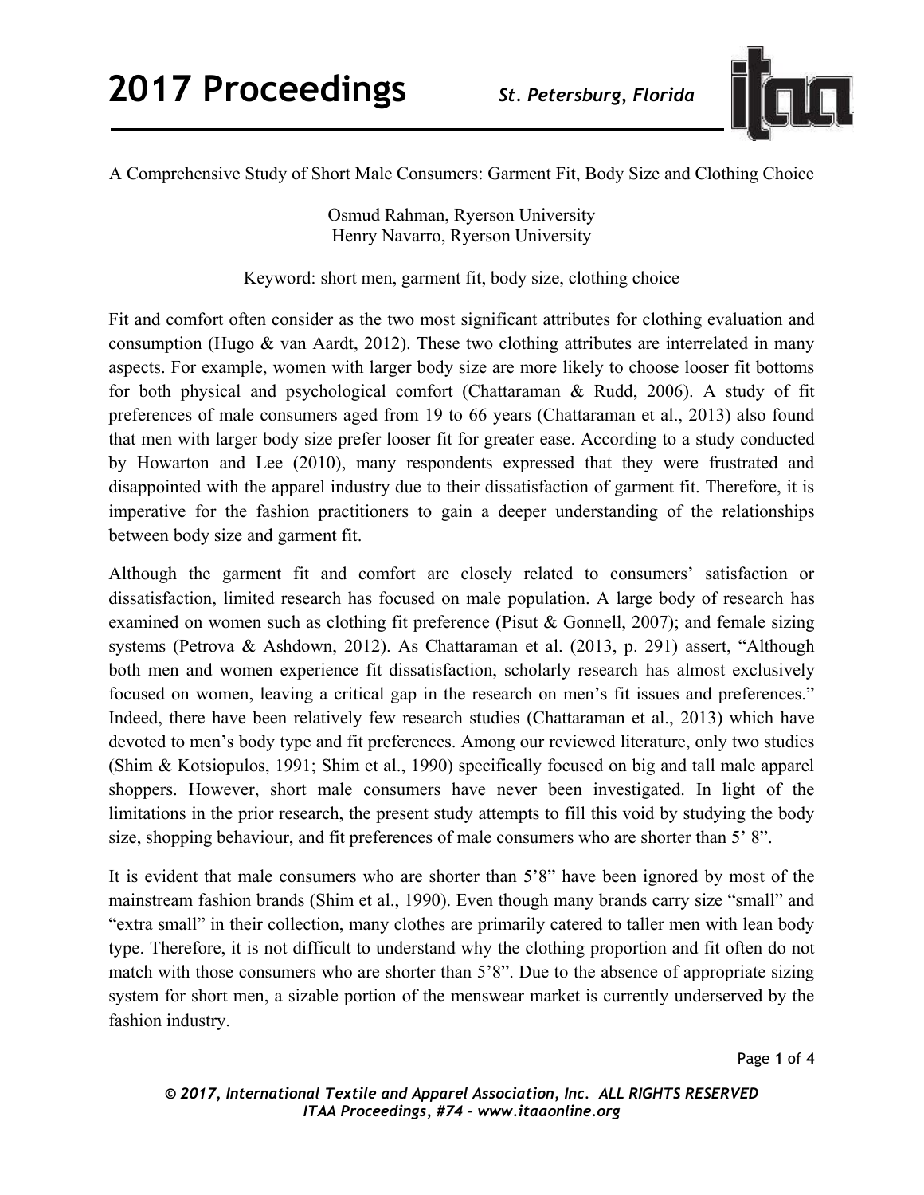# A Comprehensive Study of Short Male Consumers: Garment Fit, Body Size and Clothing Choice

Osmud Rahman, Ryerson University
Henry Navarro, Ryerson University

Keyword: short men, garment fit, body size, clothing choice

Fit and comfort often consider as the two most significant attributes for clothing evaluation and consumption (Hugo & van Aardt, 2012). These two clothing attributes are interrelated in many aspects. For example, women with larger body size are more likely to choose looser fit bottoms for both physical and psychological comfort (Chattaraman & Rudd, 2006). A study of fit preferences of male consumers aged from 19 to 66 years (Chattaraman et al., 2013) also found that men with larger body size prefer looser fit for greater ease. According to a study conducted by Howarton and Lee (2010), many respondents expressed that they were frustrated and disappointed with the apparel industry due to their dissatisfaction of garment fit. Therefore, it is imperative for the fashion practitioners to gain a deeper understanding of the relationships between body size and garment fit.

Although the garment fit and comfort are closely related to consumers' satisfaction or dissatisfaction, limited research has focused on male population. A large body of research has examined on women such as clothing fit preference (Pisut & Gonnell, 2007); and female sizing systems (Petrova & Ashdown, 2012). As Chattaraman et al. (2013, p. 291) assert, "Although both men and women experience fit dissatisfaction, scholarly research has almost exclusively focused on women, leaving a critical gap in the research on men's fit issues and preferences." Indeed, there have been relatively few research studies (Chattaraman et al., 2013) which have devoted to men's body type and fit preferences. Among our reviewed literature, only two studies (Shim & Kotsiopulos, 1991; Shim et al., 1990) specifically focused on big and tall male apparel shoppers. However, short male consumers have never been investigated. In light of the limitations in the prior research, the present study attempts to fill this void by studying the body size, shopping behaviour, and fit preferences of male consumers who are shorter than 5' 8".

It is evident that male consumers who are shorter than 5'8" have been ignored by most of the mainstream fashion brands (Shim et al., 1990). Even though many brands carry size "small" and "extra small" in their collection, many clothes are primarily catered to taller men with lean body type. Therefore, it is not difficult to understand why the clothing proportion and fit often do not match with those consumers who are shorter than 5'8". Due to the absence of appropriate sizing system for short men, a sizable portion of the menswear market is currently underserved by the fashion industry.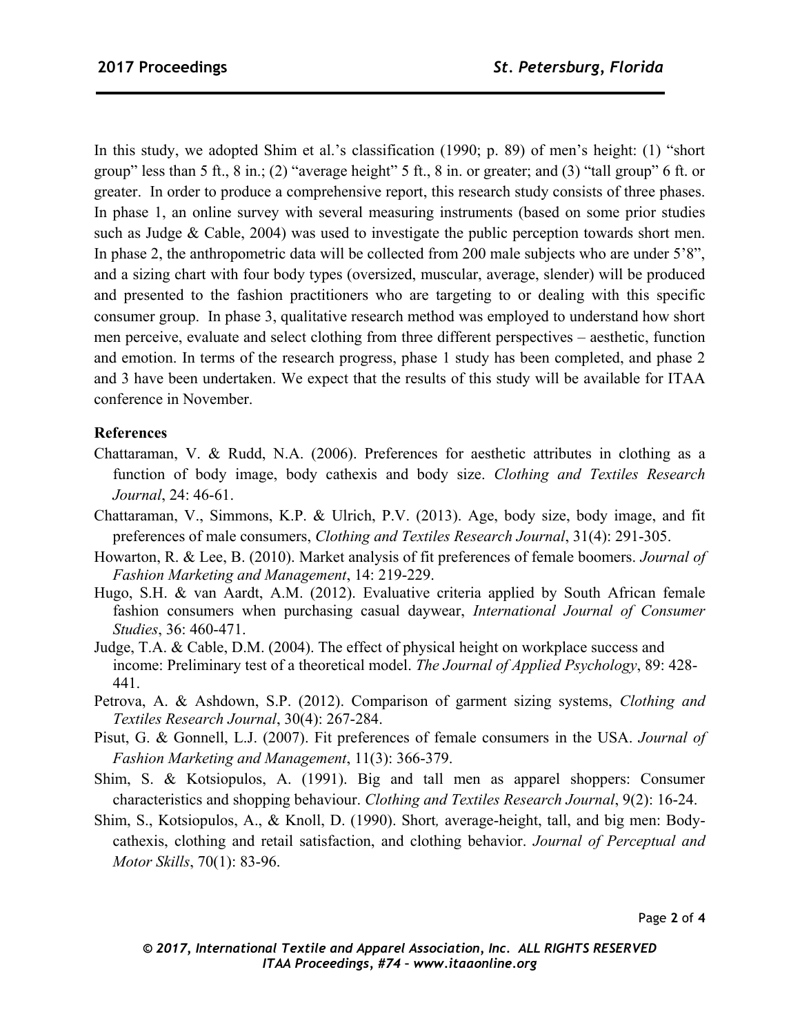In this study, we adopted Shim et al.'s classification (1990; p. 89) of men's height: (1) "short group" less than 5 ft., 8 in.; (2) "average height" 5 ft., 8 in. or greater; and (3) "tall group" 6 ft. or greater. In order to produce a comprehensive report, this research study consists of three phases. In phase 1, an online survey with several measuring instruments (based on some prior studies such as Judge & Cable, 2004) was used to investigate the public perception towards short men. In phase 2, the anthropometric data will be collected from 200 male subjects who are under 5'8", and a sizing chart with four body types (oversized, muscular, average, slender) will be produced and presented to the fashion practitioners who are targeting to or dealing with this specific consumer group. In phase 3, qualitative research method was employed to understand how short men perceive, evaluate and select clothing from three different perspectives – aesthetic, function and emotion. In terms of the research progress, phase 1 study has been completed, and phase 2 and 3 have been undertaken. We expect that the results of this study will be available for ITAA conference in November.

**References**

Chattaraman, V. & Rudd, N.A. (2006). Preferences for aesthetic attributes in clothing as a function of body image, body cathexis and body size. *Clothing and Textiles Research Journal*, 24: 46-61.

Chattaraman, V., Simmons, K.P. & Ulrich, P.V. (2013). Age, body size, body image, and fit preferences of male consumers, *Clothing and Textiles Research Journal*, 31(4): 291-305.

Howarton, R. & Lee, B. (2010). Market analysis of fit preferences of female boomers. *Journal of Fashion Marketing and Management*, 14: 219-229.

Hugo, S.H. & van Aardt, A.M. (2012). Evaluative criteria applied by South African female fashion consumers when purchasing casual daywear, *International Journal of Consumer Studies*, 36: 460-471.

Judge, T.A. & Cable, D.M. (2004). The effect of physical height on workplace success and income: Preliminary test of a theoretical model. *The Journal of Applied Psychology*, 89: 428-441.

Petrova, A. & Ashdown, S.P. (2012). Comparison of garment sizing systems, *Clothing and Textiles Research Journal*, 30(4): 267-284.

Pisut, G. & Gonnell, L.J. (2007). Fit preferences of female consumers in the USA. *Journal of Fashion Marketing and Management*, 11(3): 366-379.

Shim, S. & Kotsiopulos, A. (1991). Big and tall men as apparel shoppers: Consumer characteristics and shopping behaviour. *Clothing and Textiles Research Journal*, 9(2): 16-24.

Shim, S., Kotsiopulos, A., & Knoll, D. (1990). Short*,* average-height, tall, and big men: Body-cathexis, clothing and retail satisfaction, and clothing behavior. *Journal of Perceptual and Motor Skills*, 70(1): 83-96.